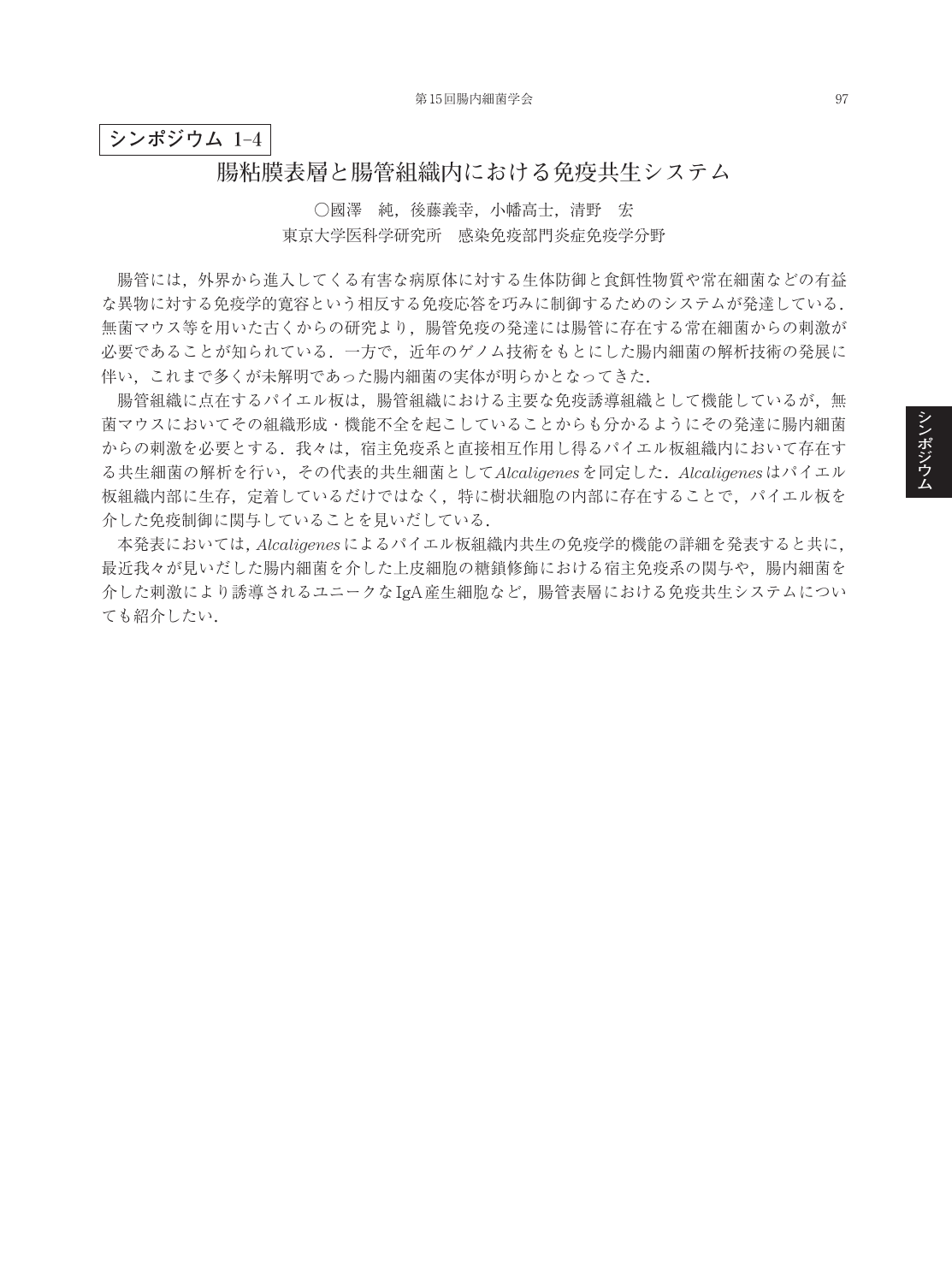**シンポジウム 1–4**

# 腸粘膜表層と腸管組織内における免疫共生システム

○國澤　純，後藤義幸，小幡高士，清野　宏

東京大学医科学研究所　感染免疫部門炎症免疫学分野

腸管には，外界から進入してくる有害な病原体に対する生体防御と食餌性物質や常在細菌などの有益な異物に対する免疫学的寛容という相反する免疫応答を巧みに制御するためのシステムが発達している．無菌マウス等を用いた古くからの研究より，腸管免疫の発達には腸管に存在する常在細菌からの刺激が必要であることが知られている．一方で，近年のゲノム技術をもとにした腸内細菌の解析技術の発展に伴い，これまで多くが未解明であった腸内細菌の実体が明らかとなってきた．

腸管組織に点在するパイエル板は，腸管組織における主要な免疫誘導組織として機能しているが，無菌マウスにおいてその組織形成・機能不全を起こしていることからも分かるようにその発達に腸内細菌からの刺激を必要とする．我々は，宿主免疫系と直接相互作用し得るパイエル板組織内において存在する共生細菌の解析を行い，その代表的共生細菌として*Alcaligenes*を同定した．*Alcaligenes*はパイエル板組織内部に生存，定着しているだけではなく，特に樹状細胞の内部に存在することで，パイエル板を介した免疫制御に関与していることを見いだしている．

本発表においては，*Alcaligenes*によるパイエル板組織内共生の免疫学的機能の詳細を発表すると共に，最近我々が見いだした腸内細菌を介した上皮細胞の糖鎖修飾における宿主免疫系の関与や，腸内細菌を介した刺激により誘導されるユニークなIgA産生細胞など，腸管表層における免疫共生システムについても紹介したい．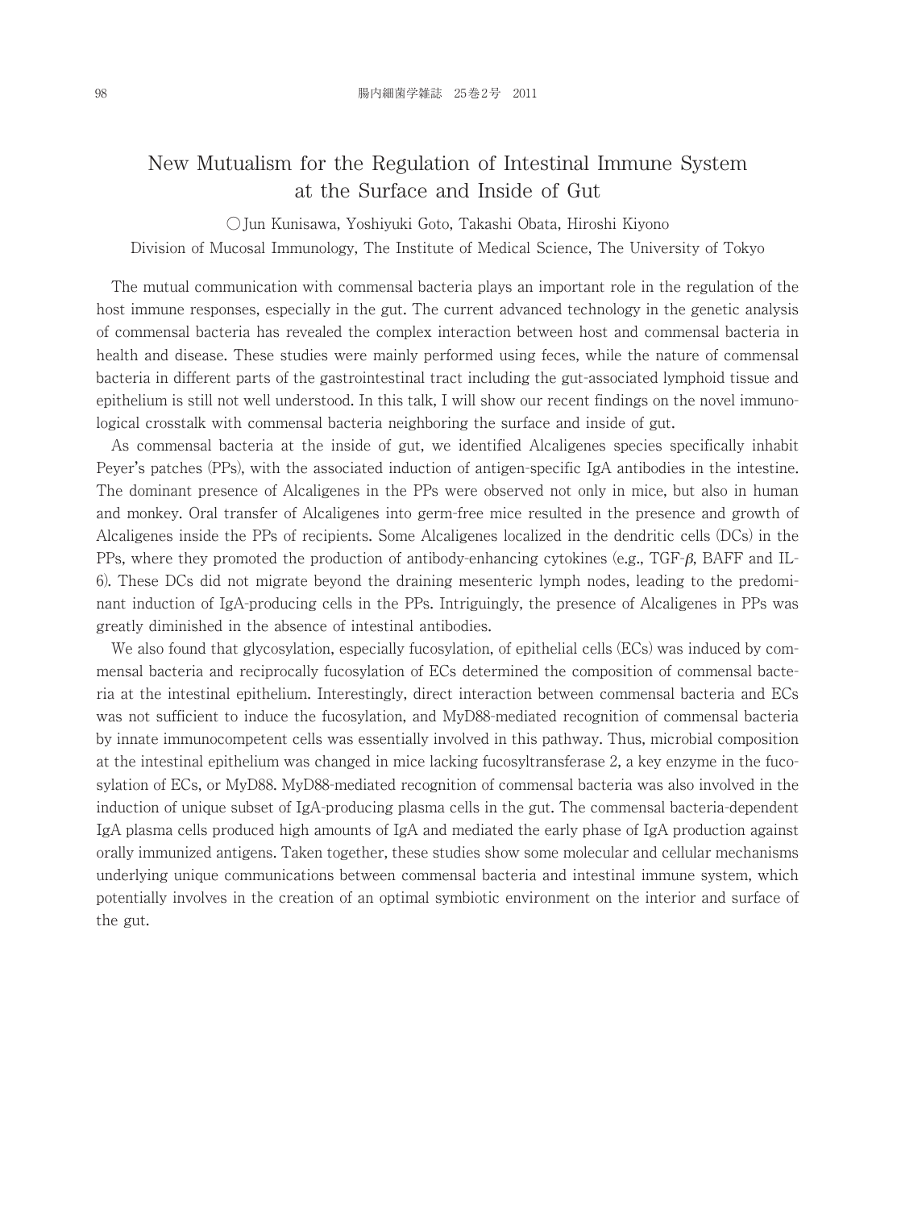# New Mutualism for the Regulation of Intestinal Immune System at the Surface and Inside of Gut

○Jun Kunisawa, Yoshiyuki Goto, Takashi Obata, Hiroshi Kiyono

Division of Mucosal Immunology, The Institute of Medical Science, The University of Tokyo

The mutual communication with commensal bacteria plays an important role in the regulation of the host immune responses, especially in the gut. The current advanced technology in the genetic analysis of commensal bacteria has revealed the complex interaction between host and commensal bacteria in health and disease. These studies were mainly performed using feces, while the nature of commensal bacteria in different parts of the gastrointestinal tract including the gut-associated lymphoid tissue and epithelium is still not well understood. In this talk, I will show our recent findings on the novel immunological crosstalk with commensal bacteria neighboring the surface and inside of gut.

As commensal bacteria at the inside of gut, we identified Alcaligenes species specifically inhabit Peyer's patches (PPs), with the associated induction of antigen-specific IgA antibodies in the intestine. The dominant presence of Alcaligenes in the PPs were observed not only in mice, but also in human and monkey. Oral transfer of Alcaligenes into germ-free mice resulted in the presence and growth of Alcaligenes inside the PPs of recipients. Some Alcaligenes localized in the dendritic cells (DCs) in the PPs, where they promoted the production of antibody-enhancing cytokines (e.g., TGF-$\beta$, BAFF and IL-6). These DCs did not migrate beyond the draining mesenteric lymph nodes, leading to the predominant induction of IgA-producing cells in the PPs. Intriguingly, the presence of Alcaligenes in PPs was greatly diminished in the absence of intestinal antibodies.

We also found that glycosylation, especially fucosylation, of epithelial cells (ECs) was induced by commensal bacteria and reciprocally fucosylation of ECs determined the composition of commensal bacteria at the intestinal epithelium. Interestingly, direct interaction between commensal bacteria and ECs was not sufficient to induce the fucosylation, and MyD88-mediated recognition of commensal bacteria by innate immunocompetent cells was essentially involved in this pathway. Thus, microbial composition at the intestinal epithelium was changed in mice lacking fucosyltransferase 2, a key enzyme in the fucosylation of ECs, or MyD88. MyD88-mediated recognition of commensal bacteria was also involved in the induction of unique subset of IgA-producing plasma cells in the gut. The commensal bacteria-dependent IgA plasma cells produced high amounts of IgA and mediated the early phase of IgA production against orally immunized antigens. Taken together, these studies show some molecular and cellular mechanisms underlying unique communications between commensal bacteria and intestinal immune system, which potentially involves in the creation of an optimal symbiotic environment on the interior and surface of the gut.